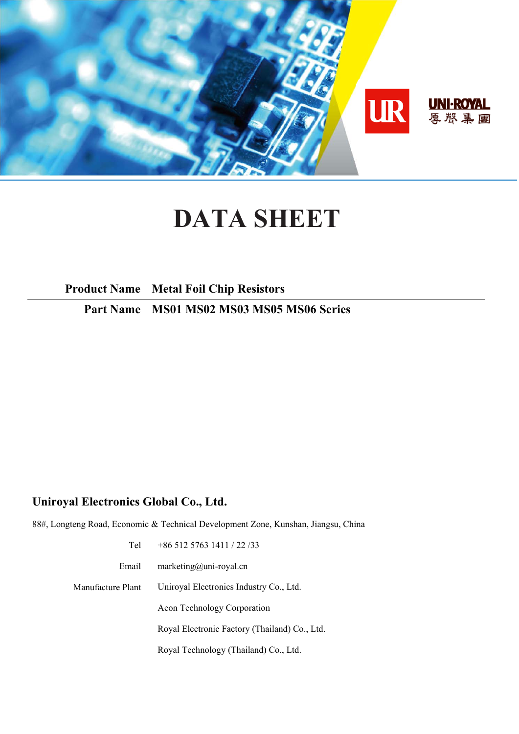UNI-ROYAL 厚聲集團

# DATA SHEET

**Product Name** **Metal Foil Chip Resistors**

**Part Name** **MS01 MS02 MS03 MS05 MS06 Series**

**Uniroyal Electronics Global Co., Ltd.**

88#, Longteng Road, Economic & Technical Development Zone, Kunshan, Jiangsu, China

Tel +86 512 5763 1411 / 22 /33

Email marketing@uni-royal.cn

Manufacture Plant Uniroyal Electronics Industry Co., Ltd.

Aeon Technology Corporation

Royal Electronic Factory (Thailand) Co., Ltd.

Royal Technology (Thailand) Co., Ltd.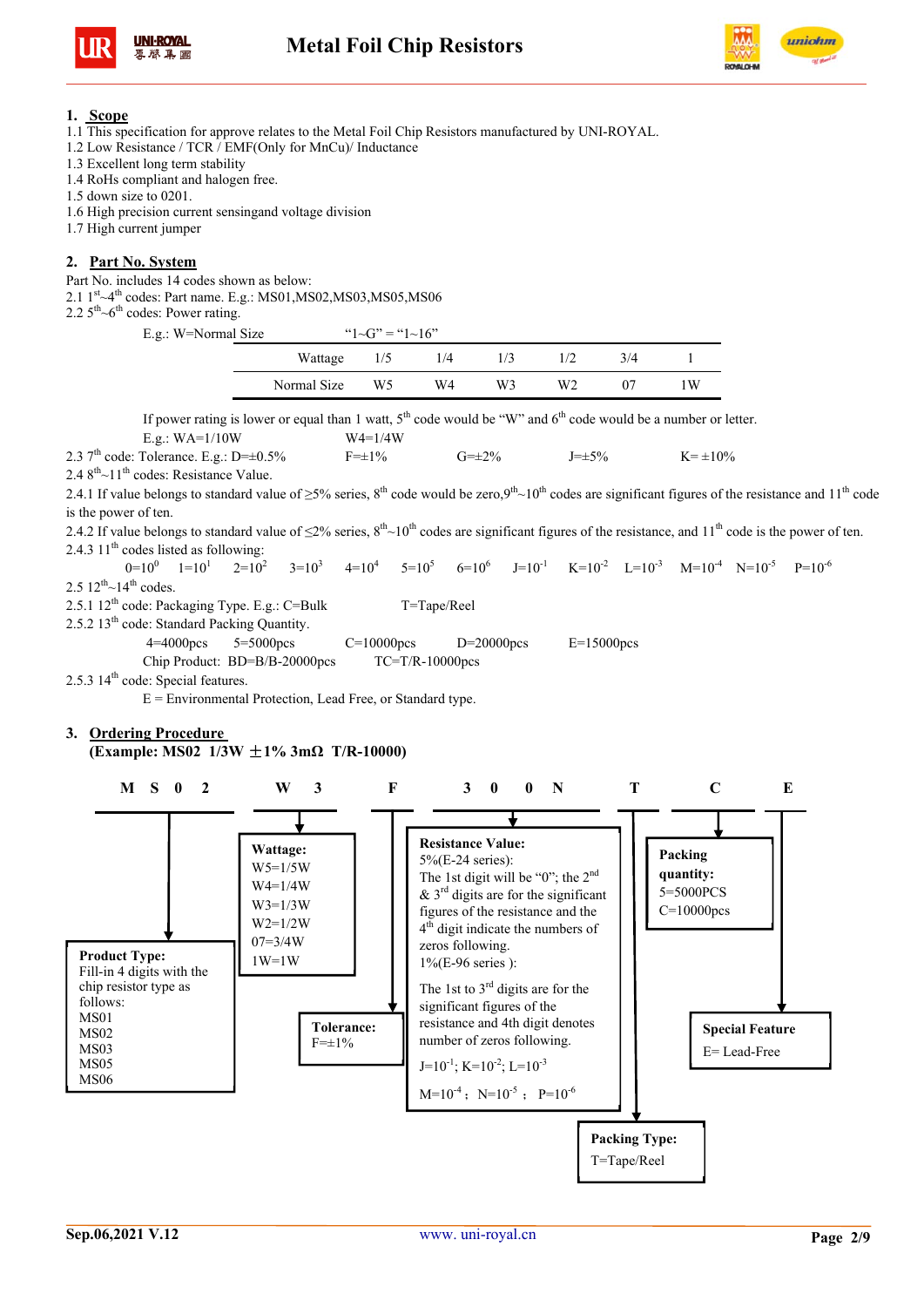## 1. Scope

1.1 This specification for approve relates to the Metal Foil Chip Resistors manufactured by UNI-ROYAL.
1.2 Low Resistance / TCR / EMF(Only for MnCu)/ Inductance
1.3 Excellent long term stability
1.4 RoHs compliant and halogen free.
1.5 down size to 0201.
1.6 High precision current sensingand voltage division
1.7 High current jumper

## 2. Part No. System

Part No. includes 14 codes shown as below:
2.1 1st~4th codes: Part name. E.g.: MS01,MS02,MS03,MS05,MS06
2.2 5th~6th codes: Power rating.

E.g.: W=Normal Size "1~G" = "1~16"

| Wattage | 1/5 | 1/4 | 1/3 | 1/2 | 3/4 | 1 |
|---|---|---|---|---|---|---|
| Normal Size | W5 | W4 | W3 | W2 | 07 | 1W |

If power rating is lower or equal than 1 watt, 5th code would be "W" and 6th code would be a number or letter.
E.g.: WA=1/10W W4=1/4W

2.3 7th code: Tolerance. E.g.: D=±0.5% F=±1% G=±2% J=±5% K= ±10%
2.4 8th~11th codes: Resistance Value.
2.4.1 If value belongs to standard value of ≥5% series, 8th code would be zero,9th~10th codes are significant figures of the resistance and 11th code is the power of ten.
2.4.2 If value belongs to standard value of ≤2% series, 8th~10th codes are significant figures of the resistance, and 11th code is the power of ten.
2.4.3 11th codes listed as following:

$0=10^0$ $1=10^1$ $2=10^2$ $3=10^3$ $4=10^4$ $5=10^5$ $6=10^6$ $J=10^{-1}$ $K=10^{-2}$ $L=10^{-3}$ $M=10^{-4}$ $N=10^{-5}$ $P=10^{-6}$

2.5 12th~14th codes.
2.5.1 12th code: Packaging Type. E.g.: C=Bulk T=Tape/Reel
2.5.2 13th code: Standard Packing Quantity.

4=4000pcs 5=5000pcs C=10000pcs D=20000pcs E=15000pcs
Chip Product: BD=B/B-20000pcs TC=T/R-10000pcs

2.5.3 14th code: Special features.

E = Environmental Protection, Lead Free, or Standard type.

## 3. Ordering Procedure

**(Example: MS02 1/3W ±1% 3mΩ T/R-10000)**

**M S 0 2 | W 3 | F | 3 0 0 N | T | C | E**

**Product Type:**
Fill-in 4 digits with the chip resistor type as follows:
MS01
MS02
MS03
MS05
MS06

**Wattage:**
W5=1/5W
W4=1/4W
W3=1/3W
W2=1/2W
07=3/4W
1W=1W

**Tolerance:**
F=±1%

**Resistance Value:**
5%(E-24 series):
The 1st digit will be "0"; the 2nd & 3rd digits are for the significant figures of the resistance and the 4th digit indicate the numbers of zeros following.
1%(E-96 series ):
The 1st to 3rd digits are for the significant figures of the resistance and 4th digit denotes number of zeros following.
$J=10^{-1}$; $K=10^{-2}$; $L=10^{-3}$
$M=10^{-4}$; $N=10^{-5}$; $P=10^{-6}$

**Packing Type:**
T=Tape/Reel

**Packing quantity:**
5=5000PCS
C=10000pcs

**Special Feature**
E= Lead-Free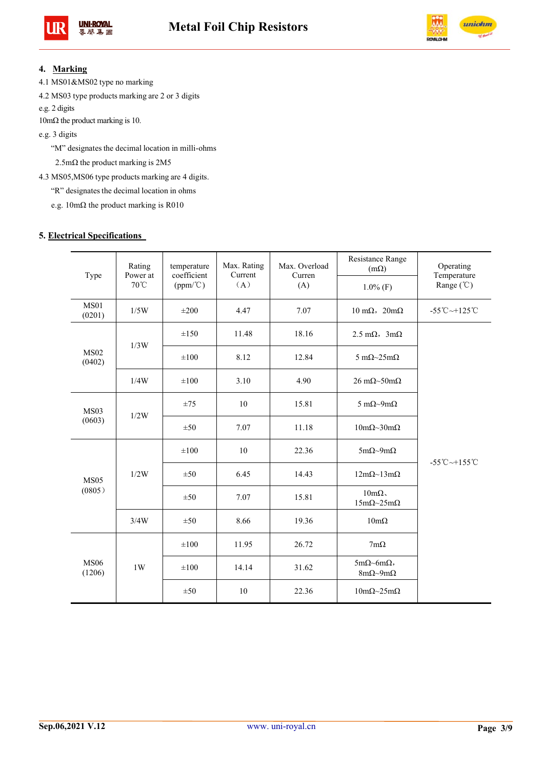## 4. Marking

4.1 MS01&MS02 type no marking

4.2 MS03 type products marking are 2 or 3 digits

e.g. 2 digits

10mΩ the product marking is 10.

e.g. 3 digits

"M" designates the decimal location in milli-ohms

2.5mΩ the product marking is 2M5

4.3 MS05,MS06 type products marking are 4 digits.

"R" designates the decimal location in ohms

e.g. 10mΩ the product marking is R010

## 5. Electrical Specifications

| Type | Rating Power at 70℃ | temperature coefficient (ppm/℃) | Max. Rating Current （A） | Max. Overload Curren (A) | Resistance Range (mΩ) | Operating Temperature Range (℃) |
|---|---|---|---|---|---|---|
| | | | | | 1.0% (F) | |
| MS01 (0201) | 1/5W | ±200 | 4.47 | 7.07 | 10 mΩ，20mΩ | -55℃~+125℃ |
| MS02 (0402) | 1/3W | ±150 | 11.48 | 18.16 | 2.5 mΩ，3mΩ | -55℃~+155℃ |
| | | ±100 | 8.12 | 12.84 | 5 mΩ~25mΩ | |
| | 1/4W | ±100 | 3.10 | 4.90 | 26 mΩ~50mΩ | |
| MS03 (0603) | 1/2W | ±75 | 10 | 15.81 | 5 mΩ~9mΩ | |
| | | ±50 | 7.07 | 11.18 | 10mΩ~30mΩ | |
| MS05 (0805） | 1/2W | ±100 | 10 | 22.36 | 5mΩ~9mΩ | |
| | | ±50 | 6.45 | 14.43 | 12mΩ~13mΩ | |
| | | ±50 | 7.07 | 15.81 | 10mΩ、15mΩ~25mΩ | |
| | 3/4W | ±50 | 8.66 | 19.36 | 10mΩ | |
| MS06 (1206) | 1W | ±100 | 11.95 | 26.72 | 7mΩ | |
| | | ±100 | 14.14 | 31.62 | 5mΩ~6mΩ，8mΩ~9mΩ | |
| | | ±50 | 10 | 22.36 | 10mΩ~25mΩ | |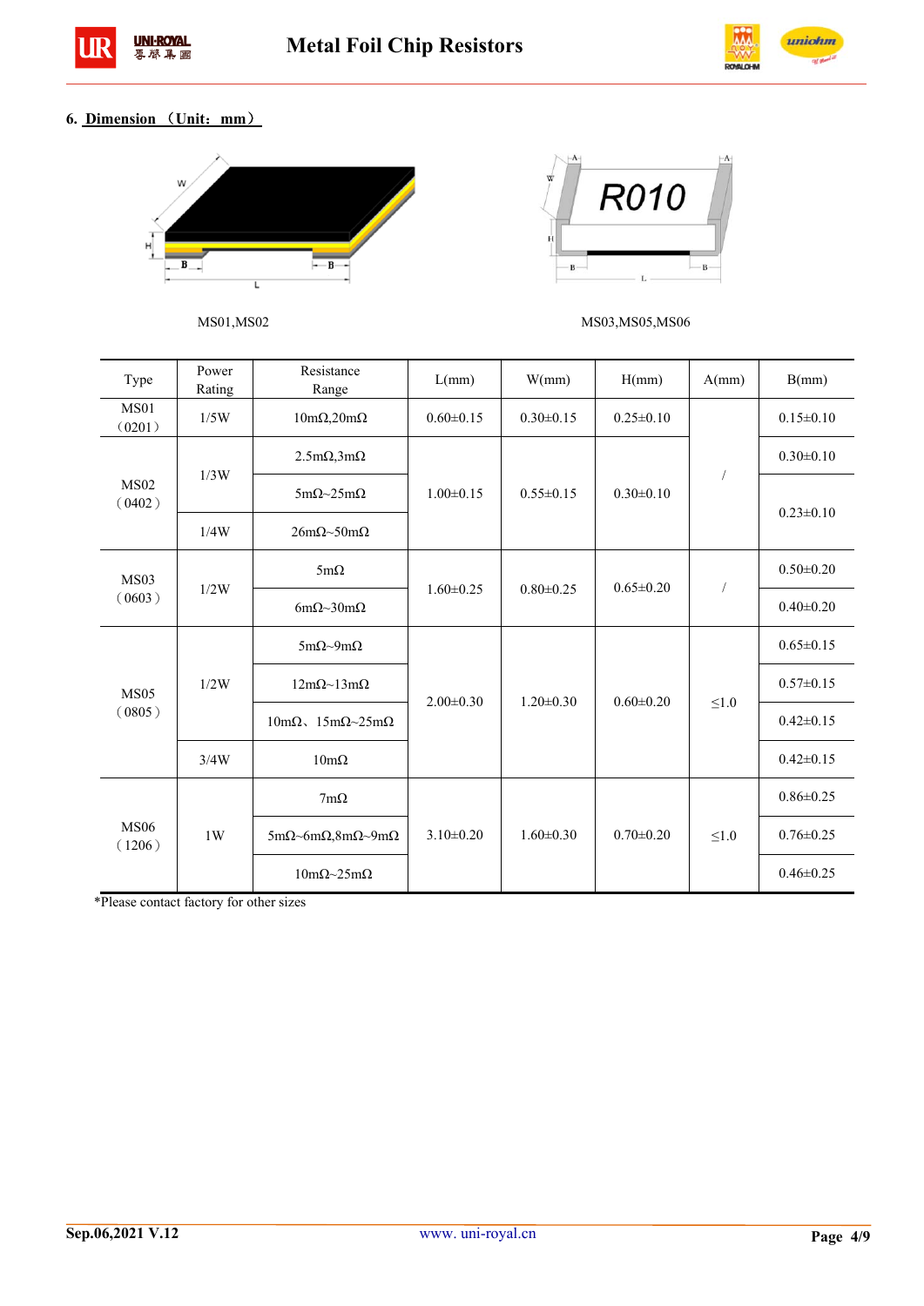6. **Dimension （Unit：mm）**

MS01,MS02

MS03,MS05,MS06

| Type | Power Rating | Resistance Range | L(mm) | W(mm) | H(mm) | A(mm) | B(mm) |
|---|---|---|---|---|---|---|---|
| MS01（0201） | 1/5W | 10mΩ,20mΩ | 0.60±0.15 | 0.30±0.15 | 0.25±0.10 | / | 0.15±0.10 |
| MS02（0402） | 1/3W | 2.5mΩ,3mΩ | 1.00±0.15 | 0.55±0.15 | 0.30±0.10 | / | 0.30±0.10 |
| | | 5mΩ~25mΩ | | | | | 0.23±0.10 |
| | 1/4W | 26mΩ~50mΩ | | | | | |
| MS03（0603） | 1/2W | 5mΩ | 1.60±0.25 | 0.80±0.25 | 0.65±0.20 | / | 0.50±0.20 |
| | | 6mΩ~30mΩ | | | | | 0.40±0.20 |
| MS05（0805） | 1/2W | 5mΩ~9mΩ | 2.00±0.30 | 1.20±0.30 | 0.60±0.20 | ≤1.0 | 0.65±0.15 |
| | | 12mΩ~13mΩ | | | | | 0.57±0.15 |
| | | 10mΩ、15mΩ~25mΩ | | | | | 0.42±0.15 |
| | 3/4W | 10mΩ | | | | | 0.42±0.15 |
| MS06（1206） | 1W | 7mΩ | 3.10±0.20 | 1.60±0.30 | 0.70±0.20 | ≤1.0 | 0.86±0.25 |
| | | 5mΩ~6mΩ,8mΩ~9mΩ | | | | | 0.76±0.25 |
| | | 10mΩ~25mΩ | | | | | 0.46±0.25 |

*Please contact factory for other sizes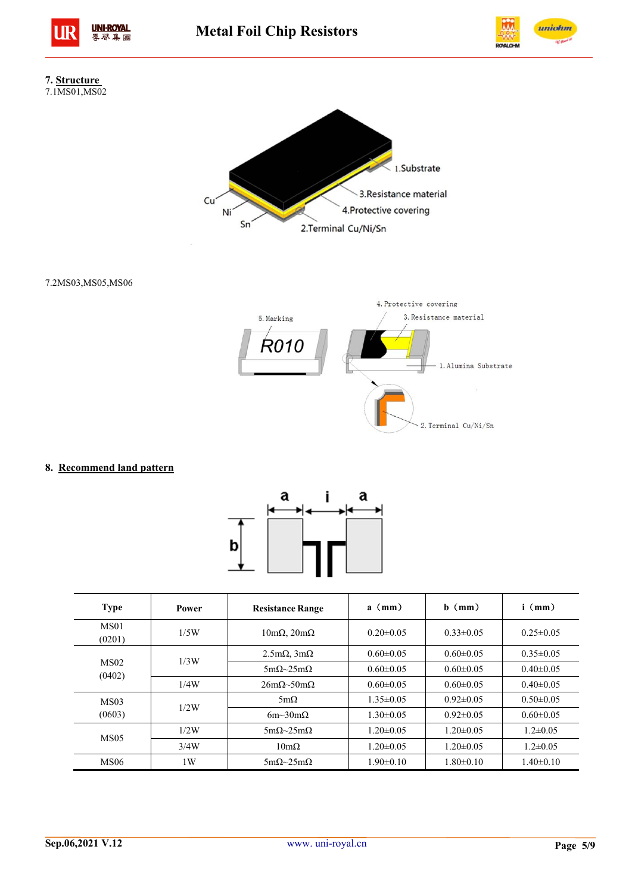## 7. Structure

7.1MS01,MS02

Cu

Ni

Sn

1.Substrate

3.Resistance material

4.Protective covering

2.Terminal Cu/Ni/Sn

7.2MS03,MS05,MS06

5. Marking

R010

4. Protective covering

3. Resistance material

1. Alumina Substrate

2. Terminal Cu/Ni/Sn

## 8. Recommend land pattern

| Type | Power | Resistance Range | a（mm） | b（mm） | i（mm） |
|---|---|---|---|---|---|
| MS01 (0201) | 1/5W | 10mΩ, 20mΩ | 0.20±0.05 | 0.33±0.05 | 0.25±0.05 |
| MS02 (0402) | 1/3W | 2.5mΩ, 3mΩ | 0.60±0.05 | 0.60±0.05 | 0.35±0.05 |
| | | 5mΩ~25mΩ | 0.60±0.05 | 0.60±0.05 | 0.40±0.05 |
| | 1/4W | 26mΩ~50mΩ | 0.60±0.05 | 0.60±0.05 | 0.40±0.05 |
| MS03 (0603) | 1/2W | 5mΩ | 1.35±0.05 | 0.92±0.05 | 0.50±0.05 |
| | | 6m~30mΩ | 1.30±0.05 | 0.92±0.05 | 0.60±0.05 |
| MS05 | 1/2W | 5mΩ~25mΩ | 1.20±0.05 | 1.20±0.05 | 1.2±0.05 |
| | 3/4W | 10mΩ | 1.20±0.05 | 1.20±0.05 | 1.2±0.05 |
| MS06 | 1W | 5mΩ~25mΩ | 1.90±0.10 | 1.80±0.10 | 1.40±0.10 |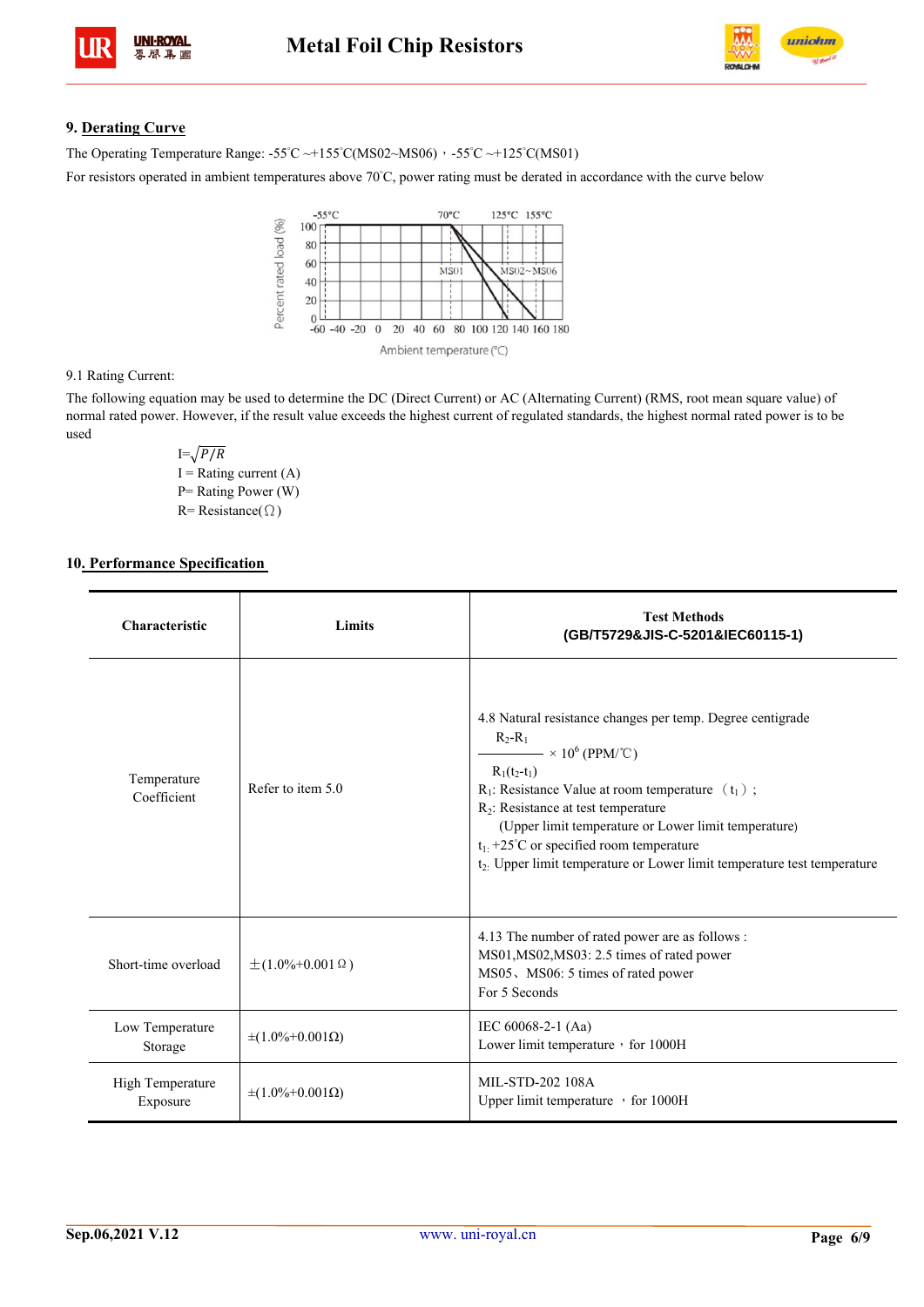## 9. Derating Curve

The Operating Temperature Range: -55°C ~+155°C(MS02~MS06)，-55°C ~+125°C(MS01)

For resistors operated in ambient temperatures above 70°C, power rating must be derated in accordance with the curve below

9.1 Rating Current:

The following equation may be used to determine the DC (Direct Current) or AC (Alternating Current) (RMS, root mean square value) of normal rated power. However, if the result value exceeds the highest current of regulated standards, the highest normal rated power is to be used

$I=\sqrt{P/R}$

I = Rating current (A)

P= Rating Power (W)

R= Resistance(Ω)

## 10. Performance Specification

| Characteristic | Limits | Test Methods (GB/T5729&JIS-C-5201&IEC60115-1) |
|---|---|---|
| Temperature Coefficient | Refer to item 5.0 | 4.8 Natural resistance changes per temp. Degree centigrade<br>$\frac{R_2-R_1}{R_1(t_2-t_1)} \times 10^6$ (PPM/℃)<br>$R_1$: Resistance Value at room temperature （$t_1$）;<br>$R_2$: Resistance at test temperature<br>(Upper limit temperature or Lower limit temperature)<br>$t_1$: +25°C or specified room temperature<br>$t_2$: Upper limit temperature or Lower limit temperature test temperature |
| Short-time overload | ±(1.0%+0.001Ω) | 4.13 The number of rated power are as follows :<br>MS01,MS02,MS03: 2.5 times of rated power<br>MS05、MS06: 5 times of rated power<br>For 5 Seconds |
| Low Temperature Storage | ±(1.0%+0.001Ω) | IEC 60068-2-1 (Aa)<br>Lower limit temperature，for 1000H |
| High Temperature Exposure | ±(1.0%+0.001Ω) | MIL-STD-202 108A<br>Upper limit temperature ，for 1000H |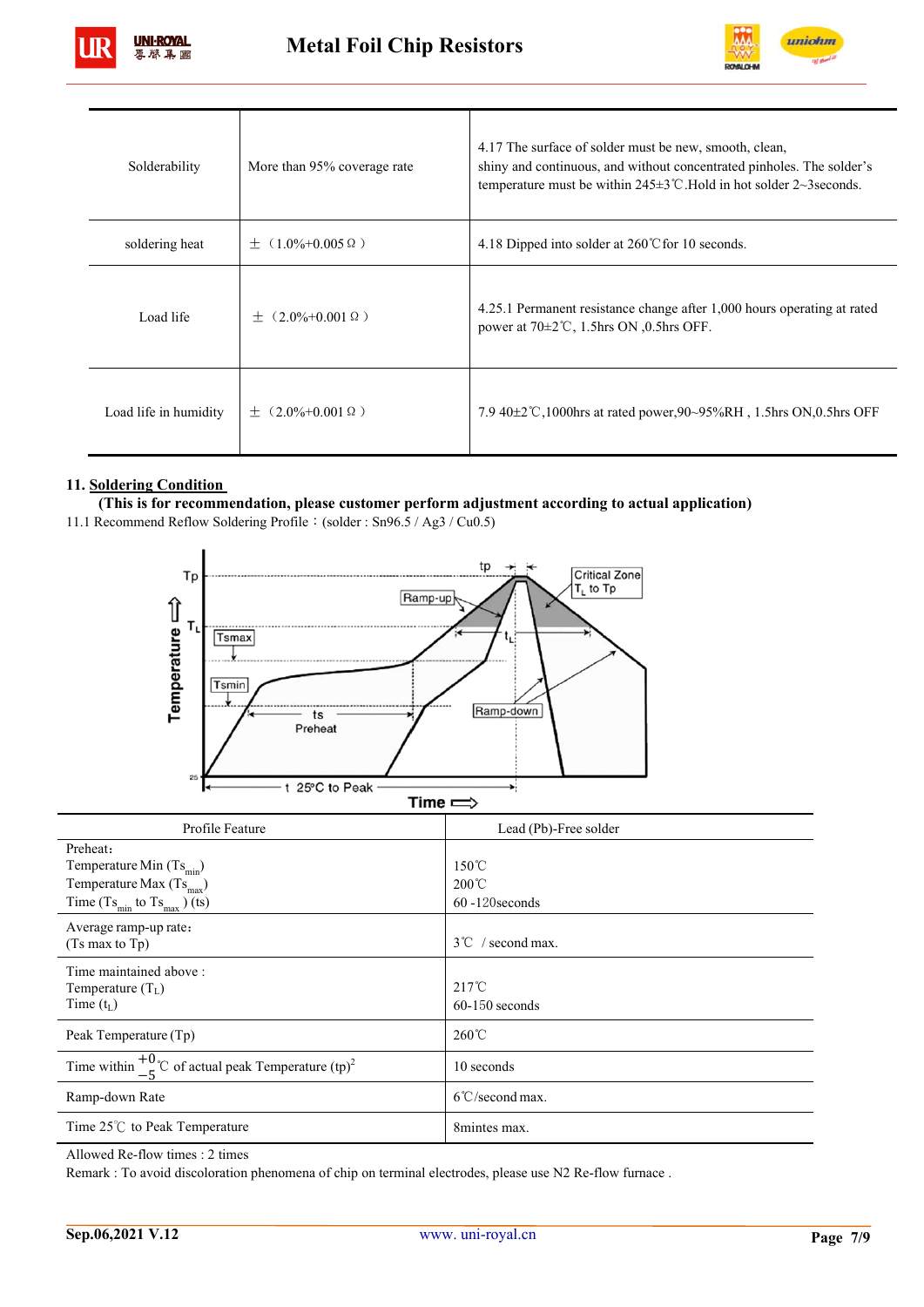| Solderability | More than 95% coverage rate | 4.17 The surface of solder must be new, smooth, clean, shiny and continuous, and without concentrated pinholes. The solder's temperature must be within 245±3℃.Hold in hot solder 2~3seconds. |
|---|---|---|
| soldering heat | ±（1.0%+0.005Ω） | 4.18 Dipped into solder at 260℃for 10 seconds. |
| Load life | ±（2.0%+0.001Ω） | 4.25.1 Permanent resistance change after 1,000 hours operating at rated power at 70±2℃, 1.5hrs ON ,0.5hrs OFF. |
| Load life in humidity | ±（2.0%+0.001Ω） | 7.9 40±2℃,1000hrs at rated power,90~95%RH , 1.5hrs ON,0.5hrs OFF |

## 11. Soldering Condition

**(This is for recommendation, please customer perform adjustment according to actual application)**

11.1 Recommend Reflow Soldering Profile：(solder : Sn96.5 / Ag3 / Cu0.5)

| Profile Feature | Lead (Pb)-Free solder |
|---|---|
| Preheat：<br>Temperature Min ($Ts_{min}$)<br>Temperature Max ($Ts_{max}$)<br>Time ($Ts_{min}$ to $Ts_{max}$) (ts) | <br>150℃<br>200℃<br>60 -120seconds |
| Average ramp-up rate：<br>(Ts max to Tp) | 3℃ / second max. |
| Time maintained above :<br>Temperature ($T_L$)<br>Time ($t_L$) | <br>217℃<br>60-150 seconds |
| Peak Temperature (Tp) | 260℃ |
| Time within $^{+0}_{-5}$℃ of actual peak Temperature $(tp)^2$ | 10 seconds |
| Ramp-down Rate | 6℃/second max. |
| Time 25℃ to Peak Temperature | 8mintes max. |

Allowed Re-flow times : 2 times

Remark : To avoid discoloration phenomena of chip on terminal electrodes, please use N2 Re-flow furnace .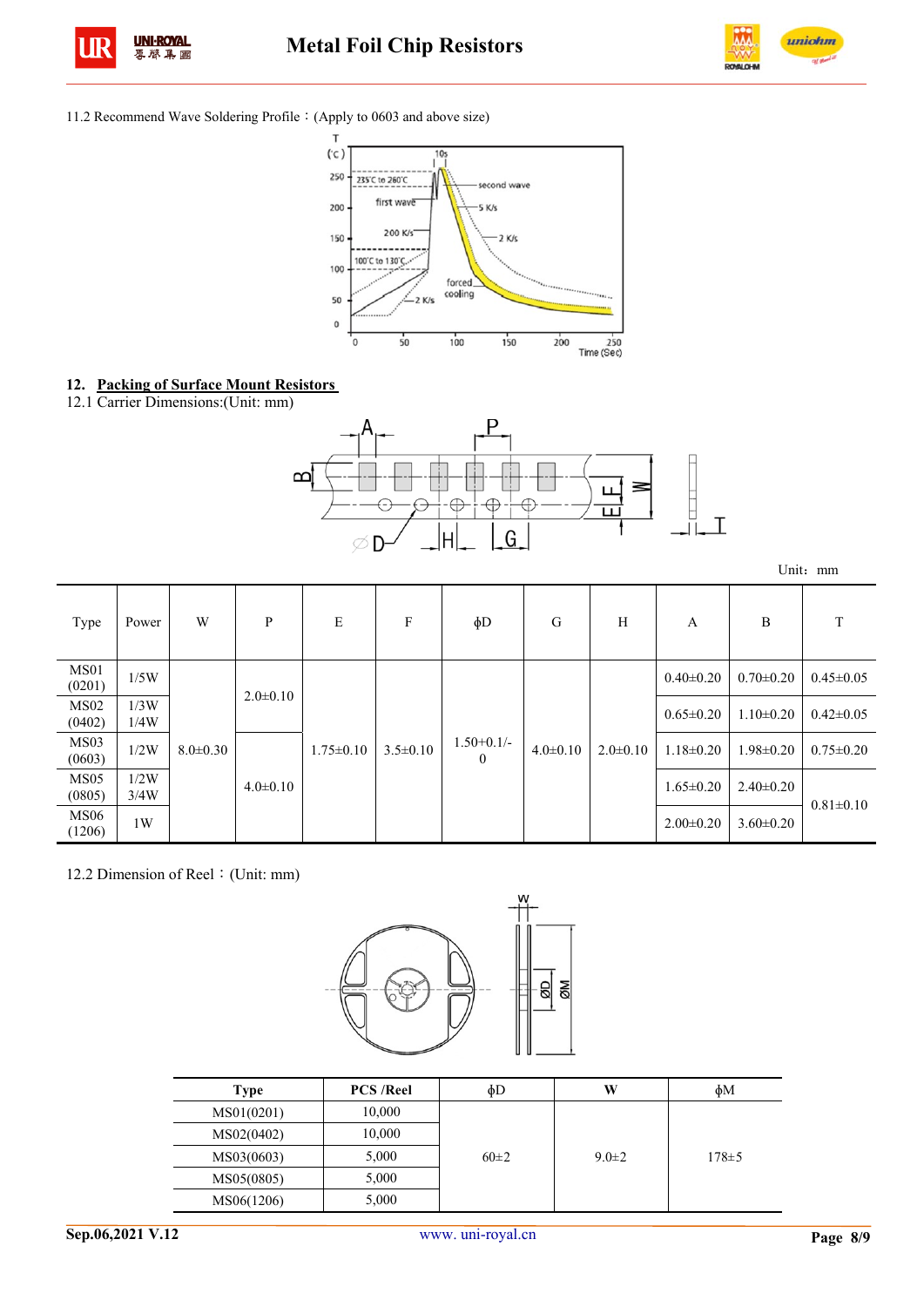11.2 Recommend Wave Soldering Profile：(Apply to 0603 and above size)

## 12. Packing of Surface Mount Resistors

12.1 Carrier Dimensions:(Unit: mm)

Unit：mm

| Type | Power | W | P | E | F | ϕD | G | H | A | B | T |
|---|---|---|---|---|---|---|---|---|---|---|---|
| MS01 (0201) | 1/5W | 8.0±0.30 | 2.0±0.10 | 1.75±0.10 | 3.5±0.10 | 1.50+0.1/-0 | 4.0±0.10 | 2.0±0.10 | 0.40±0.20 | 0.70±0.20 | 0.45±0.05 |
| MS02 (0402) | 1/3W 1/4W | | | | | | | | 0.65±0.20 | 1.10±0.20 | 0.42±0.05 |
| MS03 (0603) | 1/2W | | 4.0±0.10 | | | | | | 1.18±0.20 | 1.98±0.20 | 0.75±0.20 |
| MS05 (0805) | 1/2W 3/4W | | | | | | | | 1.65±0.20 | 2.40±0.20 | 0.81±0.10 |
| MS06 (1206) | 1W | | | | | | | | 2.00±0.20 | 3.60±0.20 | |

12.2 Dimension of Reel：(Unit: mm)

| Type | PCS /Reel | ϕD | W | ϕM |
|---|---|---|---|---|
| MS01(0201) | 10,000 | 60±2 | 9.0±2 | 178±5 |
| MS02(0402) | 10,000 | | | |
| MS03(0603) | 5,000 | | | |
| MS05(0805) | 5,000 | | | |
| MS06(1206) | 5,000 | | | |

Sep.06,2021 V.12 www. uni-royal.cn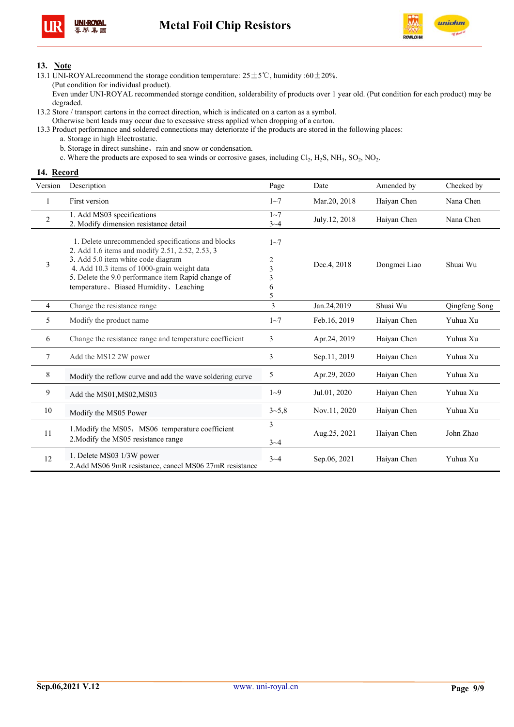## 13. Note

13.1 UNI-ROYALrecommend the storage condition temperature: 25±5℃, humidity :60±20%.
(Put condition for individual product).
Even under UNI-ROYAL recommended storage condition, solderability of products over 1 year old. (Put condition for each product) may be degraded.

13.2 Store / transport cartons in the correct direction, which is indicated on a carton as a symbol.
Otherwise bent leads may occur due to excessive stress applied when dropping of a carton.

13.3 Product performance and soldered connections may deteriorate if the products are stored in the following places:

a. Storage in high Electrostatic.
b. Storage in direct sunshine、rain and snow or condensation.
c. Where the products are exposed to sea winds or corrosive gases, including $Cl_2$, $H_2S$, $NH_3$, $SO_2$, $NO_2$.

## 14. Record

| Version | Description | Page | Date | Amended by | Checked by |
|---|---|---|---|---|---|
| 1 | First version | 1~7 | Mar.20, 2018 | Haiyan Chen | Nana Chen |
| 2 | 1. Add MS03 specifications<br>2. Modify dimension resistance detail | 1~7<br>3~4 | July.12, 2018 | Haiyan Chen | Nana Chen |
| 3 | 1. Delete unrecommended specifications and blocks<br>2. Add 1.6 items and modify 2.51, 2.52, 2.53, 3<br>3. Add 5.0 item white code diagram<br>4. Add 10.3 items of 1000-grain weight data<br>5. Delete the 9.0 performance item Rapid change of temperature、Biased Humidity、Leaching | 1~7<br>2<br>3<br>3<br>6<br>5 | Dec.4, 2018 | Dongmei Liao | Shuai Wu |
| 4 | Change the resistance range | 3 | Jan.24,2019 | Shuai Wu | Qingfeng Song |
| 5 | Modify the product name | 1~7 | Feb.16, 2019 | Haiyan Chen | Yuhua Xu |
| 6 | Change the resistance range and temperature coefficient | 3 | Apr.24, 2019 | Haiyan Chen | Yuhua Xu |
| 7 | Add the MS12 2W power | 3 | Sep.11, 2019 | Haiyan Chen | Yuhua Xu |
| 8 | Modify the reflow curve and add the wave soldering curve | 5 | Apr.29, 2020 | Haiyan Chen | Yuhua Xu |
| 9 | Add the MS01,MS02,MS03 | 1~9 | Jul.01, 2020 | Haiyan Chen | Yuhua Xu |
| 10 | Modify the MS05 Power | 3~5,8 | Nov.11, 2020 | Haiyan Chen | Yuhua Xu |
| 11 | 1.Modify the MS05，MS06 temperature coefficient<br>2.Modify the MS05 resistance range | 3<br>3~4 | Aug.25, 2021 | Haiyan Chen | John Zhao |
| 12 | 1. Delete MS03 1/3W power<br>2.Add MS06 9mR resistance, cancel MS06 27mR resistance | 3~4 | Sep.06, 2021 | Haiyan Chen | Yuhua Xu |